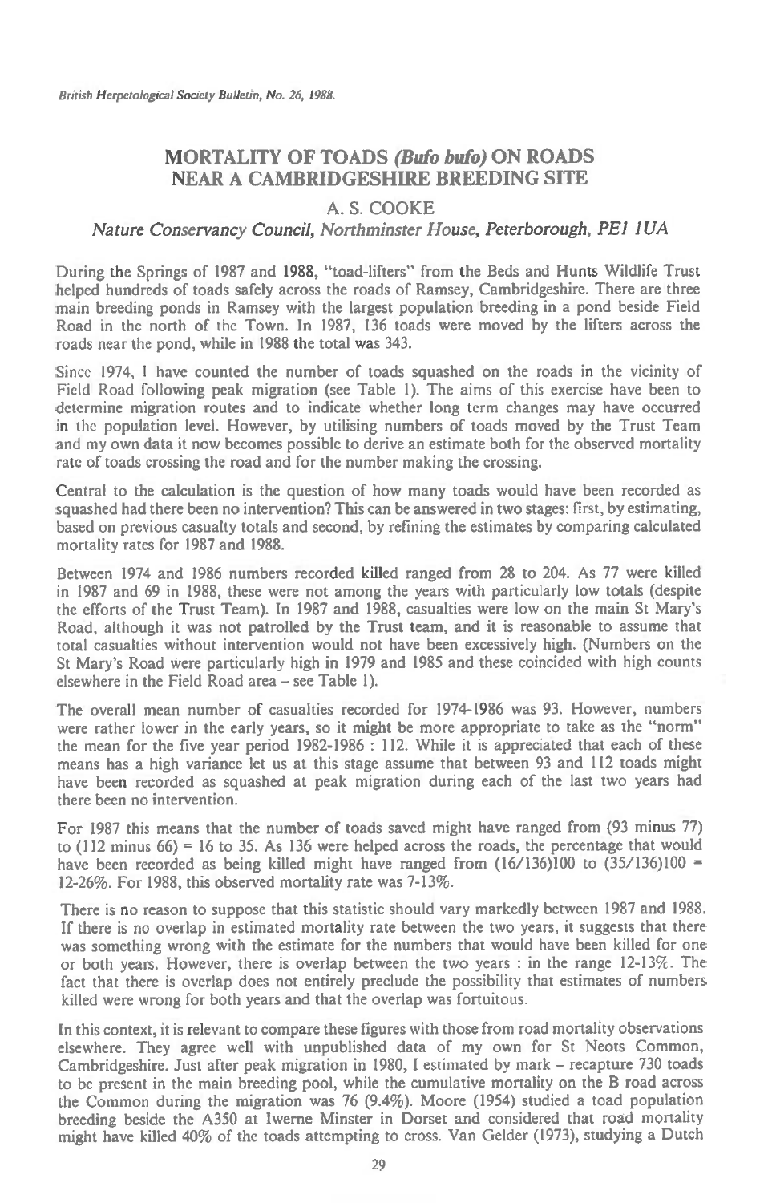# MORTALITY OF TOADS *(Bufo bufo)* ON ROADS NEAR A CAMBRIDGESHIRE BREEDING SITE

## A. S. COOKE

*Nature Conservancy Council, Northminster House, Peterborough, PE1 1UA*

During the Springs of 1987 and 1988, "toad-lifters" from the Beds and Hunts Wildlife Trust helped hundreds of toads safely across the roads of Ramsey, Cambridgeshire. There are three main breeding ponds in Ramsey with the largest population breeding in a pond beside Field Road in the north of the Town. In 1987, 136 toads were moved by the lifters across the roads near the pond, while in 1988 the total was 343.

Since 1974, I have counted the number of toads squashed on the roads in the vicinity of Field Road following peak migration (see Table 1). The aims of this exercise have been to determine migration routes and to indicate whether long term changes may have occurred in the population level. However, by utilising numbers of toads moved by the Trust Team and my own data it now becomes possible to derive an estimate both for the observed mortality rate of toads crossing the road and for the number making the crossing.

Central to the calculation is the question of how many toads would have been recorded as squashed had there been no intervention? This can be answered in two stages: first, by estimating, based on previous casualty totals and second, by refining the estimates by comparing calculated mortality rates for 1987 and 1988.

Between 1974 and 1986 numbers recorded killed ranged from 28 to 204. As 77 were killed in 1987 and 69 in 1988, these were not among the years with particularly low totals (despite the efforts of the Trust Team). In 1987 and 1988, casualties were low on the main St Mary's Road, although it was not patrolled by the Trust team, and it is reasonable to assume that total casualties without intervention would not have been excessively high. (Numbers on the St Mary's Road were particularly high in 1979 and 1985 and these coincided with high counts elsewhere in the Field Road area – see Table 1).

The overall mean number of casualties recorded for 1974-1986 was 93. However, numbers were rather lower in the early years, so it might be more appropriate to take as the "norm" the mean for the five year period 1982-1986 : 112. While it is appreciated that each of these means has a high variance let us at this stage assume that between 93 and 112 toads might have been recorded as squashed at peak migration during each of the last two years had there been no intervention.

For 1987 this means that the number of toads saved might have ranged from (93 minus 77) to (112 minus 66) = 16 to 35. As 136 were helped across the roads, the percentage that would have been recorded as being killed might have ranged from (16/136)100 to (35/136)100 = 12-26%. For 1988, this observed mortality rate was 7-13%.

There is no reason to suppose that this statistic should vary markedly between 1987 and 1988. If there is no overlap in estimated mortality rate between the two years, it suggests that there was something wrong with the estimate for the numbers that would have been killed for one or both years. However, there is overlap between the two years : in the range 12-13%. The fact that there is overlap does not entirely preclude the possibility that estimates of numbers killed were wrong for both years and that the overlap was fortuitous.

In this context, it is relevant to compare these figures with those from road mortality observations elsewhere. They agree well with unpublished data of my own for St Neots Common, Cambridgeshire. Just after peak migration in 1980, I estimated by mark – recapture 730 toads to be present in the main breeding pool, while the cumulative mortality on the B road across the Common during the migration was 76 (9.4%). Moore (1954) studied a toad population breeding beside the A350 at Iwerne Minster in Dorset and considered that road mortality might have killed 40% of the toads attempting to cross. Van Gelder (1973), studying a Dutch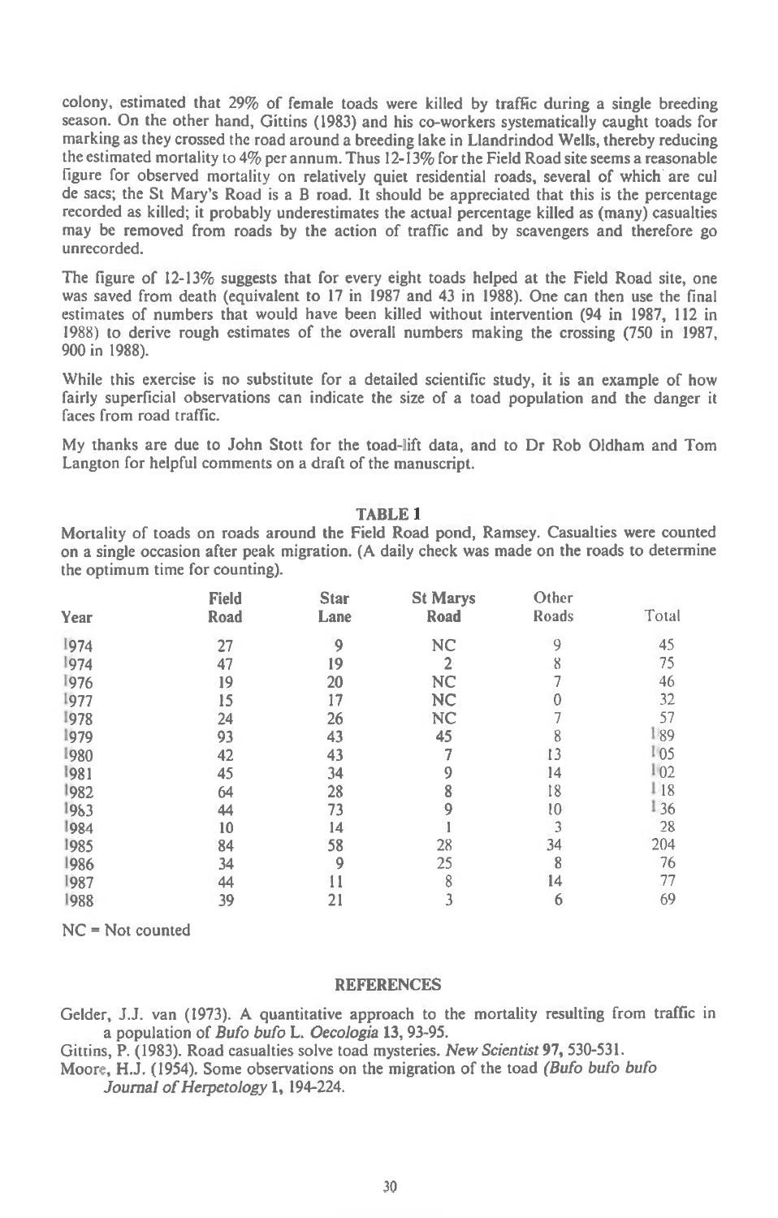colony, estimated that 29% of female toads were killed by traffic during a single breeding season. On the other hand, Gittins (1983) and his co-workers systematically caught toads for marking as they crossed the road around a breeding lake in Llandrindod Wells, thereby reducing the estimated mortality to 4% per annum. Thus 12-13% for the Field Road site seems a reasonable figure for observed mortality on relatively quiet residential roads, several of which are cul de sacs; the St Mary's Road is a B road. It should be appreciated that this is the percentage recorded as killed; it probably underestimates the actual percentage killed as (many) casualties may be removed from roads by the action of traffic and by scavengers and therefore go unrecorded.

The figure of 12-13% suggests that for every eight toads helped at the Field Road site, one was saved from death (equivalent to 17 in 1987 and 43 in 1988). One can then use the final estimates of numbers that would have been killed without intervention (94 in 1987, 112 in 1988) to derive rough estimates of the overall numbers making the crossing (750 in 1987, 900 in 1988).

While this exercise is no substitute for a detailed scientific study, it is an example of how fairly superficial observations can indicate the size of a toad population and the danger it faces from road traffic.

My thanks are due to John Stott for the toad-lift data, and to Dr Rob Oldham and Tom Langton for helpful comments on a draft of the manuscript.

**TABLE 1**

Mortality of toads on roads around the Field Road pond, Ramsey. Casualties were counted on a single occasion after peak migration. (A daily check was made on the roads to determine the optimum time for counting).

| Year | Field Road | Star Lane | St Marys Road | Other Roads | Total |
|---|---|---|---|---|---|
| 1974 | 27 | 9 | NC | 9 | 45 |
| 1974 | 47 | 19 | 2 | 8 | 75 |
| 1976 | 19 | 20 | NC | 7 | 46 |
| 1977 | 15 | 17 | NC | 0 | 32 |
| 1978 | 24 | 26 | NC | 7 | 57 |
| 1979 | 93 | 43 | 45 | 8 | 189 |
| 1980 | 42 | 43 | 7 | 13 | 105 |
| 1981 | 45 | 34 | 9 | 14 | 102 |
| 1982 | 64 | 28 | 8 | 18 | 118 |
| 1983 | 44 | 73 | 9 | 10 | 136 |
| 1984 | 10 | 14 | 1 | 3 | 28 |
| 1985 | 84 | 58 | 28 | 34 | 204 |
| 1986 | 34 | 9 | 25 | 8 | 76 |
| 1987 | 44 | 11 | 8 | 14 | 77 |
| 1988 | 39 | 21 | 3 | 6 | 69 |

NC = Not counted

## REFERENCES

Gelder, J.J. van (1973). A quantitative approach to the mortality resulting from traffic in a population of *Bufo bufo* L. *Oecologia* **13**, 93-95.

Gittins, P. (1983). Road casualties solve toad mysteries. *New Scientist* **97**, 530-531.

Moore, H.J. (1954). Some observations on the migration of the toad *(Bufo bufo bufo* *Journal of Herpetology* **1**, 194-224.